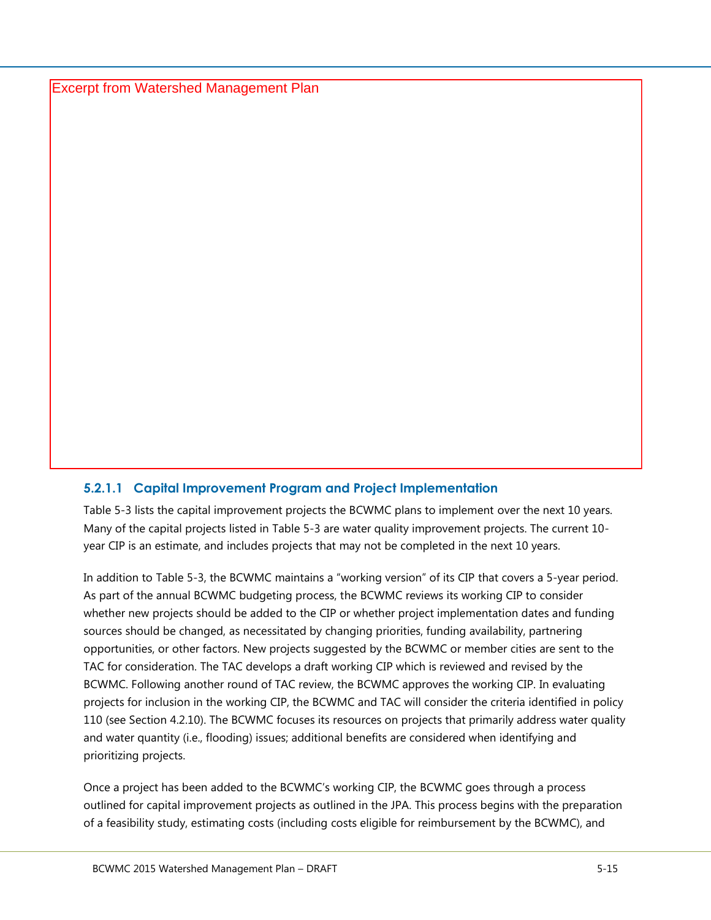Excerpt from Watershed Management Plan

#### 5.2.1.1 Capital Improvement Program and Project Implementation

Table 5-3 lists the capital improvement projects the BCWMC plans to implement over the next 10 years. Many of the capital projects listed in Table 5-3 are water quality improvement projects. The current 10-year CIP is an estimate, and includes projects that may not be completed in the next 10 years.

In addition to Table 5-3, the BCWMC maintains a "working version" of its CIP that covers a 5-year period. As part of the annual BCWMC budgeting process, the BCWMC reviews its working CIP to consider whether new projects should be added to the CIP or whether project implementation dates and funding sources should be changed, as necessitated by changing priorities, funding availability, partnering opportunities, or other factors. New projects suggested by the BCWMC or member cities are sent to the TAC for consideration. The TAC develops a draft working CIP which is reviewed and revised by the BCWMC. Following another round of TAC review, the BCWMC approves the working CIP. In evaluating projects for inclusion in the working CIP, the BCWMC and TAC will consider the criteria identified in policy 110 (see Section 4.2.10). The BCWMC focuses its resources on projects that primarily address water quality and water quantity (i.e., flooding) issues; additional benefits are considered when identifying and prioritizing projects.

Once a project has been added to the BCWMC's working CIP, the BCWMC goes through a process outlined for capital improvement projects as outlined in the JPA. This process begins with the preparation of a feasibility study, estimating costs (including costs eligible for reimbursement by the BCWMC), and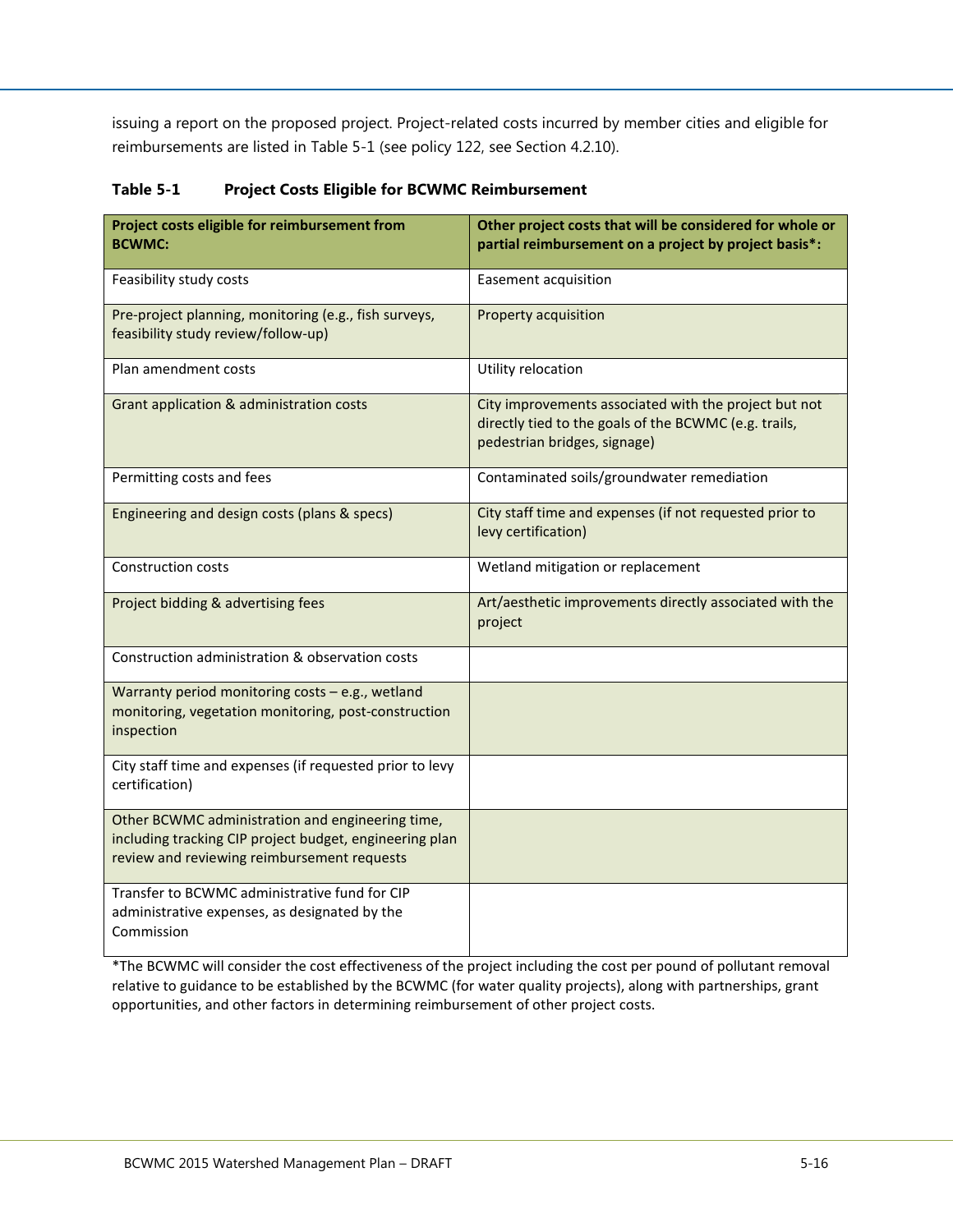issuing a report on the proposed project. Project-related costs incurred by member cities and eligible for reimbursements are listed in Table 5-1 (see policy 122, see Section 4.2.10).

**Table 5-1 Project Costs Eligible for BCWMC Reimbursement**

| Project costs eligible for reimbursement from BCWMC: | Other project costs that will be considered for whole or partial reimbursement on a project by project basis*: |
|---|---|
| Feasibility study costs | Easement acquisition |
| Pre-project planning, monitoring (e.g., fish surveys, feasibility study review/follow-up) | Property acquisition |
| Plan amendment costs | Utility relocation |
| Grant application & administration costs | City improvements associated with the project but not directly tied to the goals of the BCWMC (e.g. trails, pedestrian bridges, signage) |
| Permitting costs and fees | Contaminated soils/groundwater remediation |
| Engineering and design costs (plans & specs) | City staff time and expenses (if not requested prior to levy certification) |
| Construction costs | Wetland mitigation or replacement |
| Project bidding & advertising fees | Art/aesthetic improvements directly associated with the project |
| Construction administration & observation costs | |
| Warranty period monitoring costs – e.g., wetland monitoring, vegetation monitoring, post-construction inspection | |
| City staff time and expenses (if requested prior to levy certification) | |
| Other BCWMC administration and engineering time, including tracking CIP project budget, engineering plan review and reviewing reimbursement requests | |
| Transfer to BCWMC administrative fund for CIP administrative expenses, as designated by the Commission | |

*The BCWMC will consider the cost effectiveness of the project including the cost per pound of pollutant removal relative to guidance to be established by the BCWMC (for water quality projects), along with partnerships, grant opportunities, and other factors in determining reimbursement of other project costs.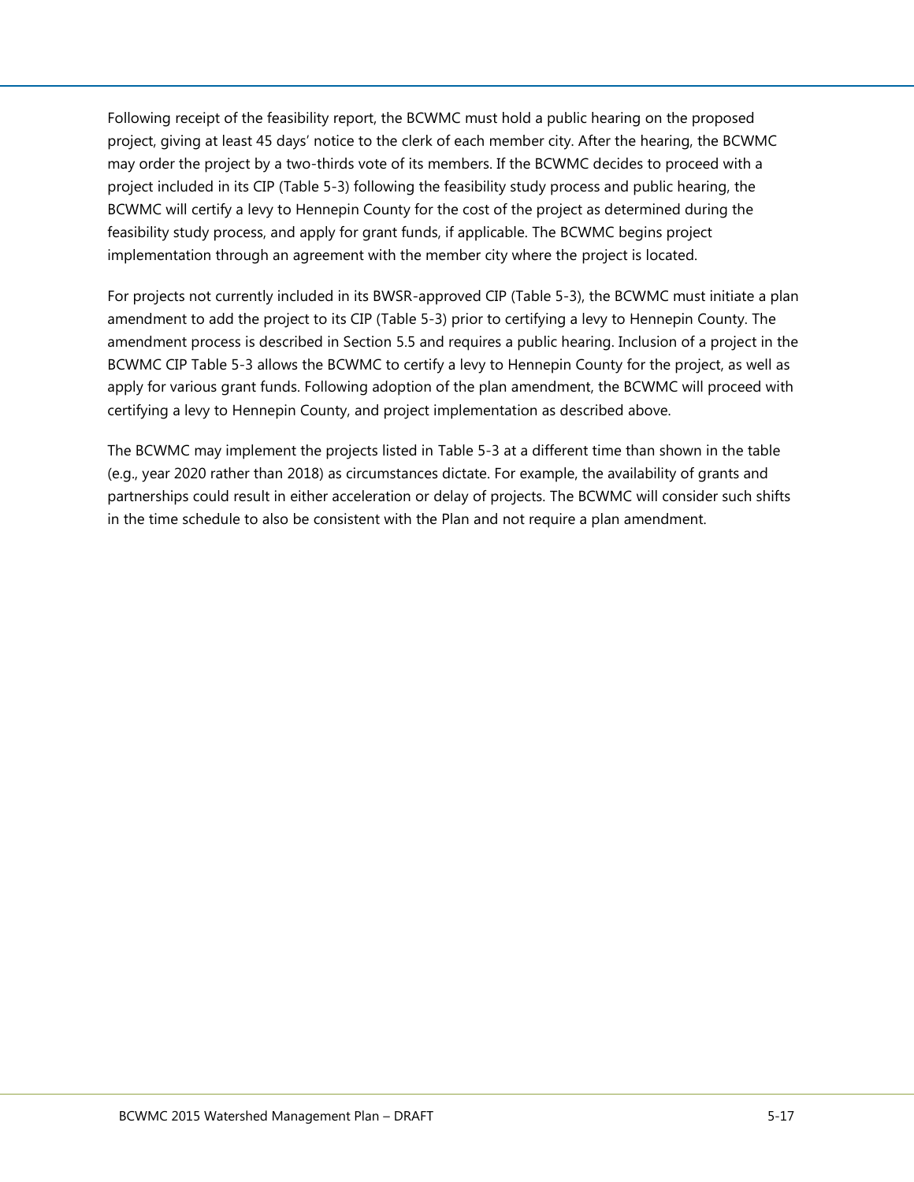Following receipt of the feasibility report, the BCWMC must hold a public hearing on the proposed project, giving at least 45 days' notice to the clerk of each member city. After the hearing, the BCWMC may order the project by a two-thirds vote of its members. If the BCWMC decides to proceed with a project included in its CIP (Table 5-3) following the feasibility study process and public hearing, the BCWMC will certify a levy to Hennepin County for the cost of the project as determined during the feasibility study process, and apply for grant funds, if applicable. The BCWMC begins project implementation through an agreement with the member city where the project is located.

For projects not currently included in its BWSR-approved CIP (Table 5-3), the BCWMC must initiate a plan amendment to add the project to its CIP (Table 5-3) prior to certifying a levy to Hennepin County. The amendment process is described in Section 5.5 and requires a public hearing. Inclusion of a project in the BCWMC CIP Table 5-3 allows the BCWMC to certify a levy to Hennepin County for the project, as well as apply for various grant funds. Following adoption of the plan amendment, the BCWMC will proceed with certifying a levy to Hennepin County, and project implementation as described above.

The BCWMC may implement the projects listed in Table 5-3 at a different time than shown in the table (e.g., year 2020 rather than 2018) as circumstances dictate. For example, the availability of grants and partnerships could result in either acceleration or delay of projects. The BCWMC will consider such shifts in the time schedule to also be consistent with the Plan and not require a plan amendment.